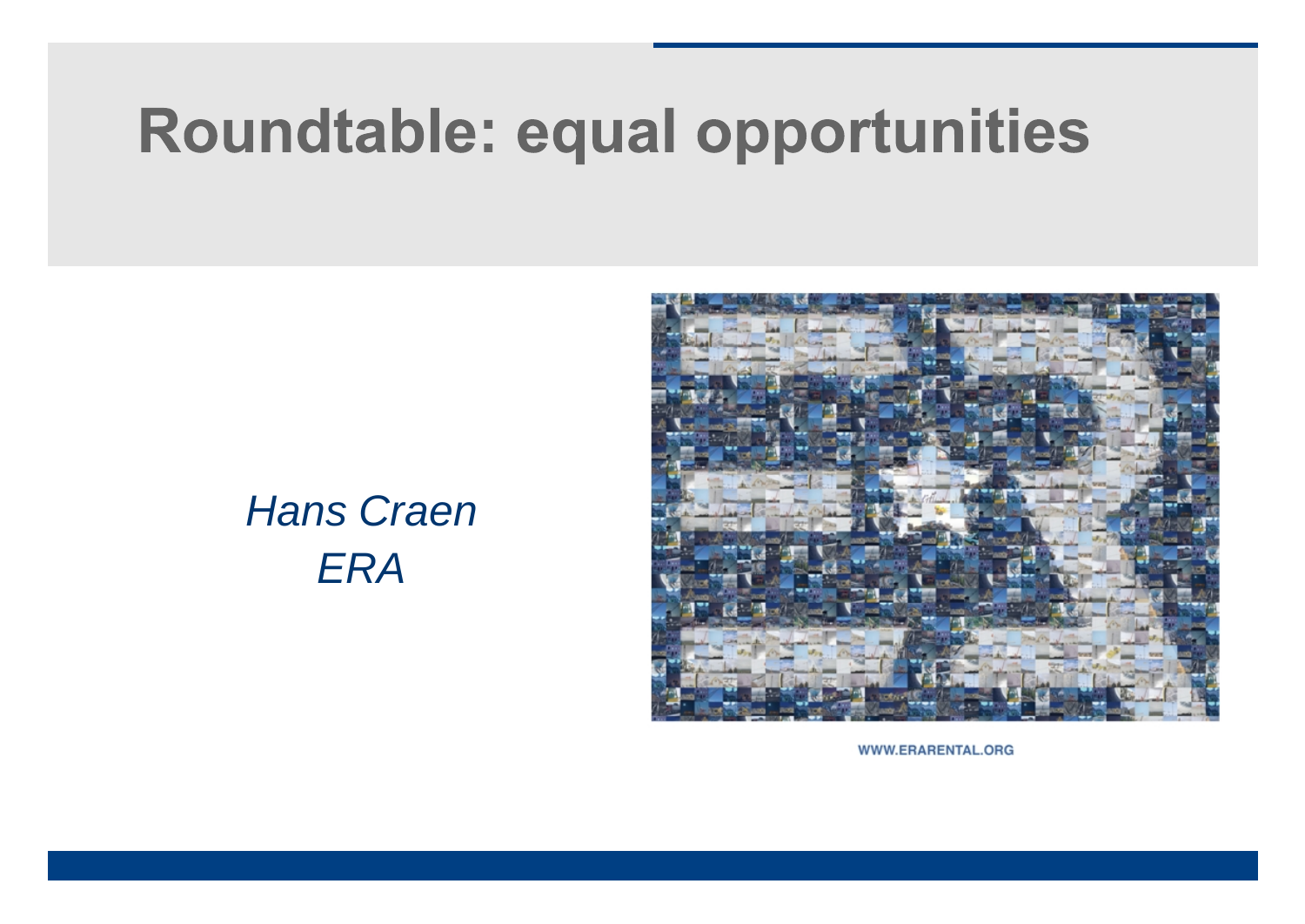# Roundtable: equal opportunities

*Hans Craen*
*ERA*

WWW.ERARENTAL.ORG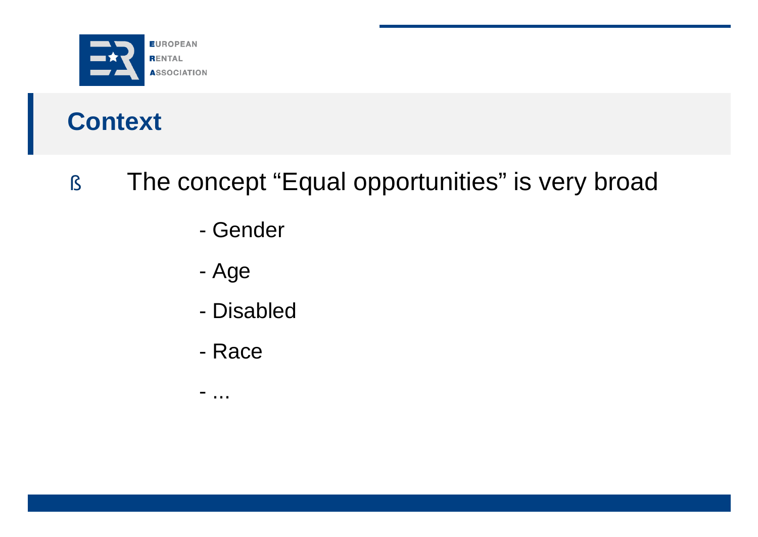# Context

- The concept "Equal opportunities" is very broad
  - Gender
  - Age
  - Disabled
  - Race
  - ...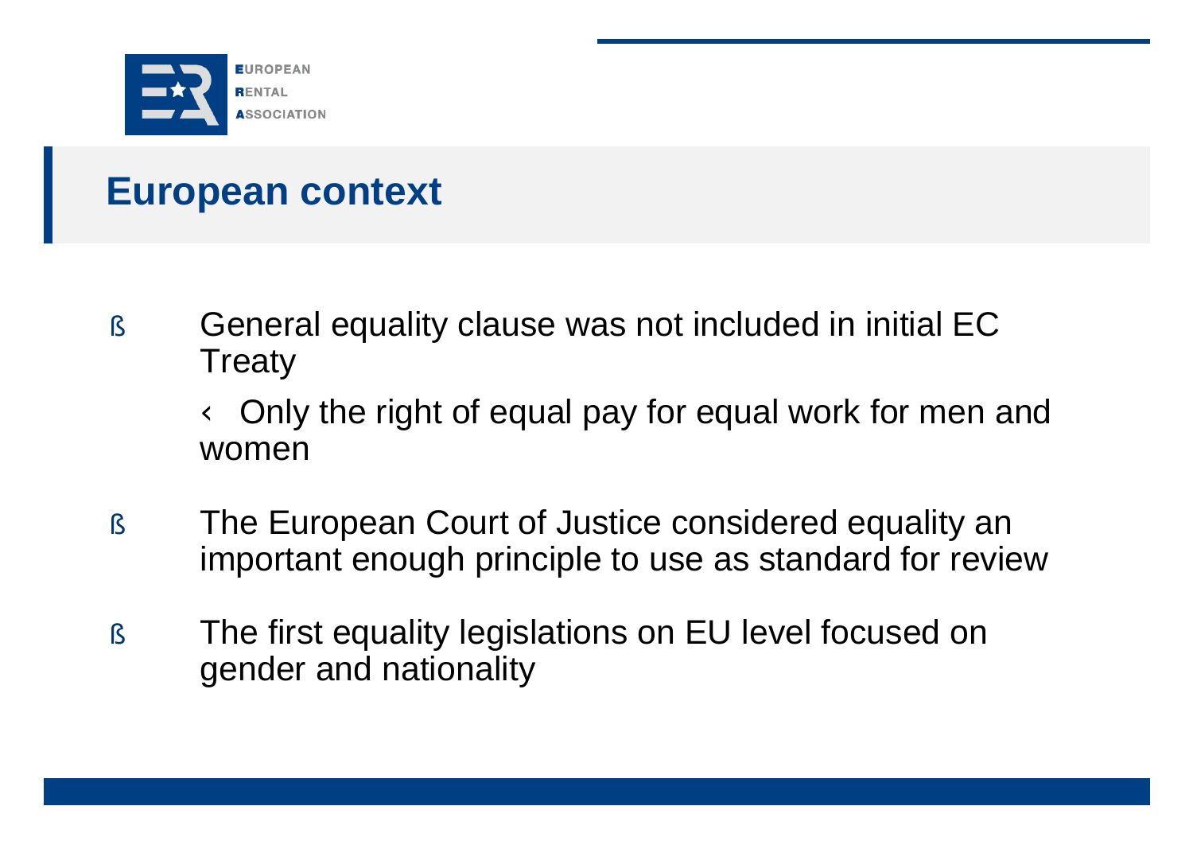# European context

- General equality clause was not included in initial EC Treaty
  - Only the right of equal pay for equal work for men and women
- The European Court of Justice considered equality an important enough principle to use as standard for review
- The first equality legislations on EU level focused on gender and nationality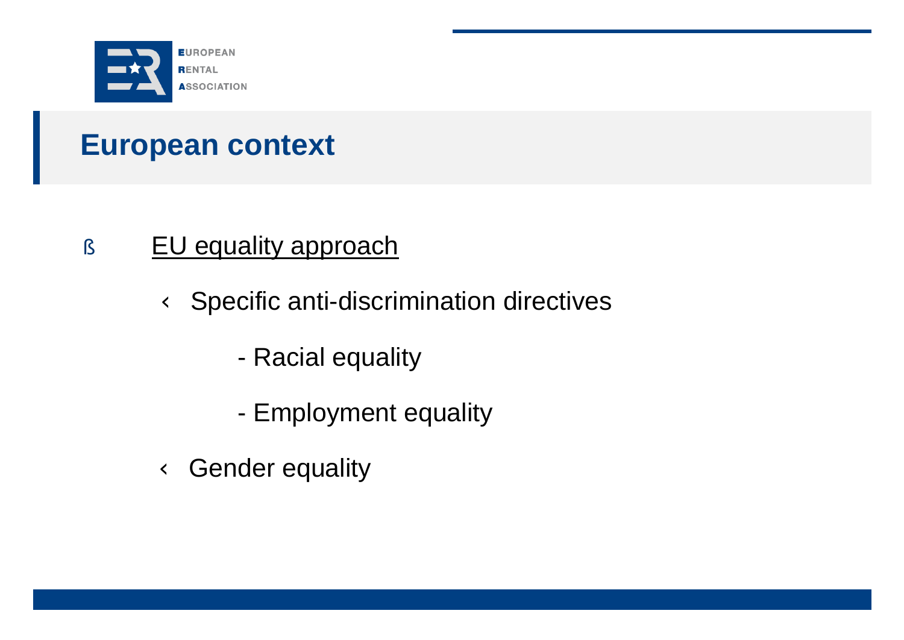# European context

- EU equality approach
  - Specific anti-discrimination directives
    - Racial equality
    - Employment equality
  - Gender equality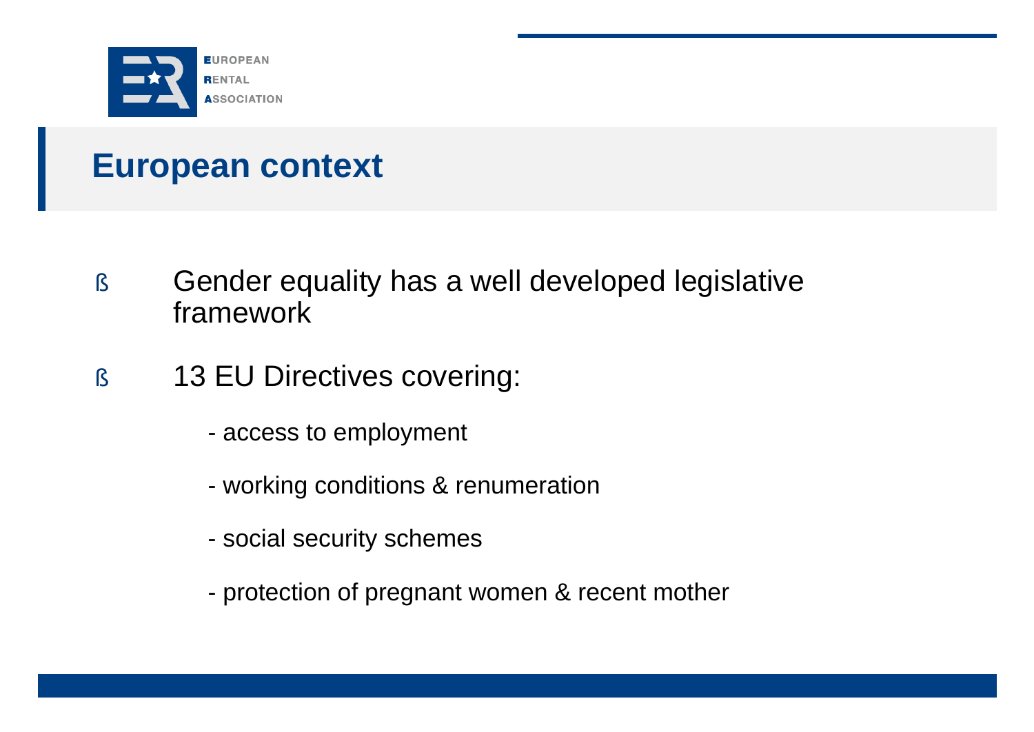## European context

- Gender equality has a well developed legislative framework
- 13 EU Directives covering:
  - access to employment
  - working conditions & renumeration
  - social security schemes
  - protection of pregnant women & recent mother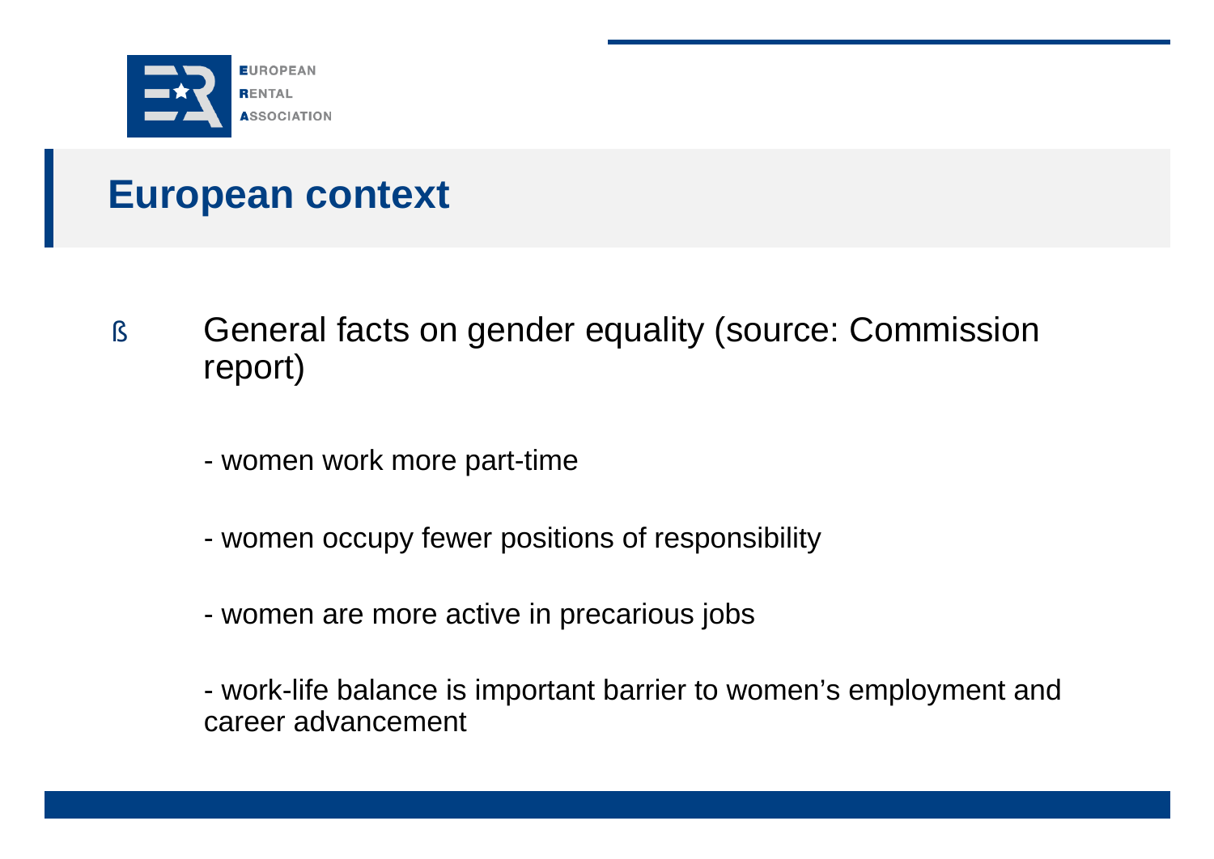# European context

- General facts on gender equality (source: Commission report)

  - women work more part-time

  - women occupy fewer positions of responsibility

  - women are more active in precarious jobs

  - work-life balance is important barrier to women's employment and career advancement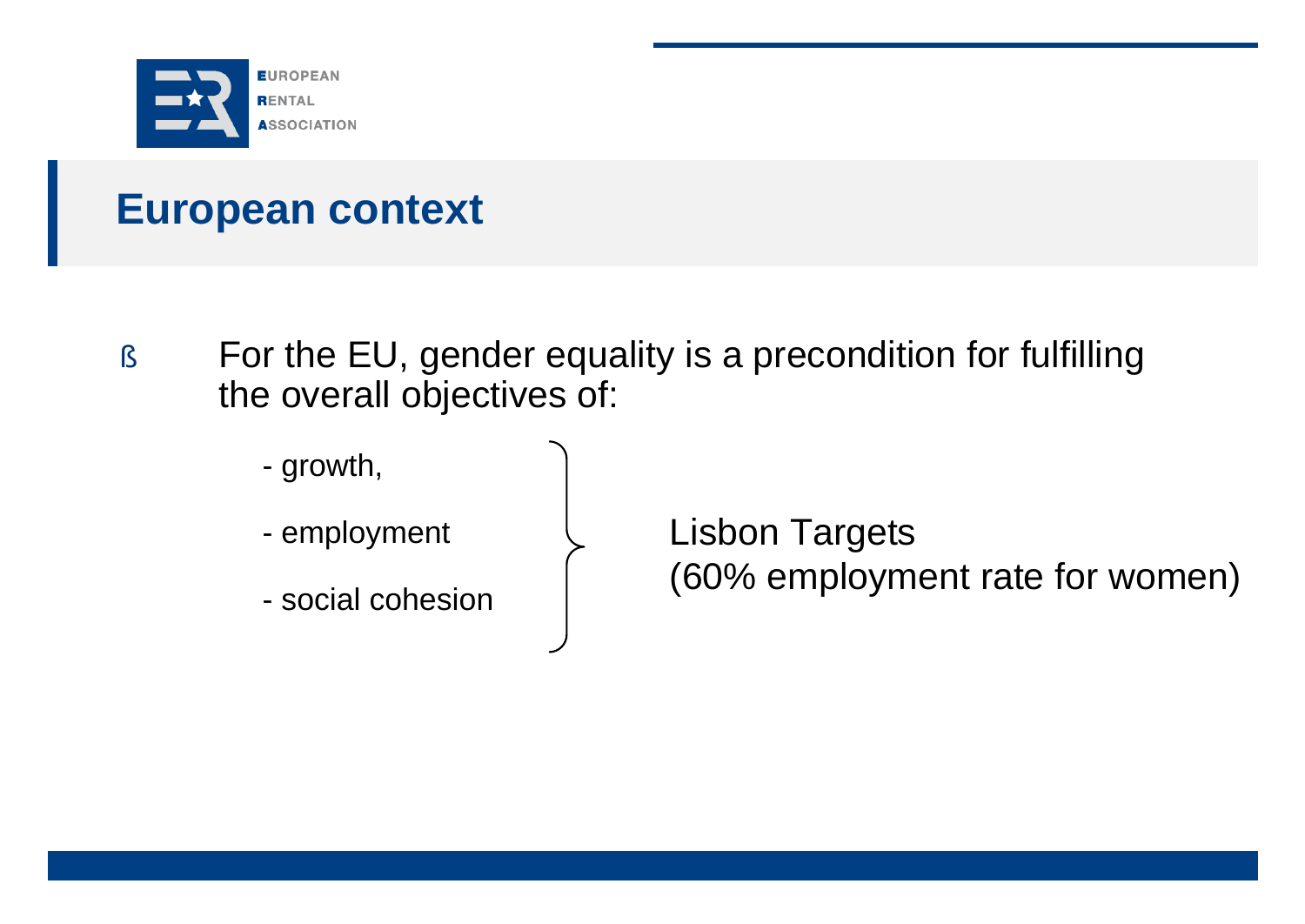## European context

- For the EU, gender equality is a precondition for fulfilling the overall objectives of:
  - growth,
  - employment
  - social cohesion

  } Lisbon Targets (60% employment rate for women)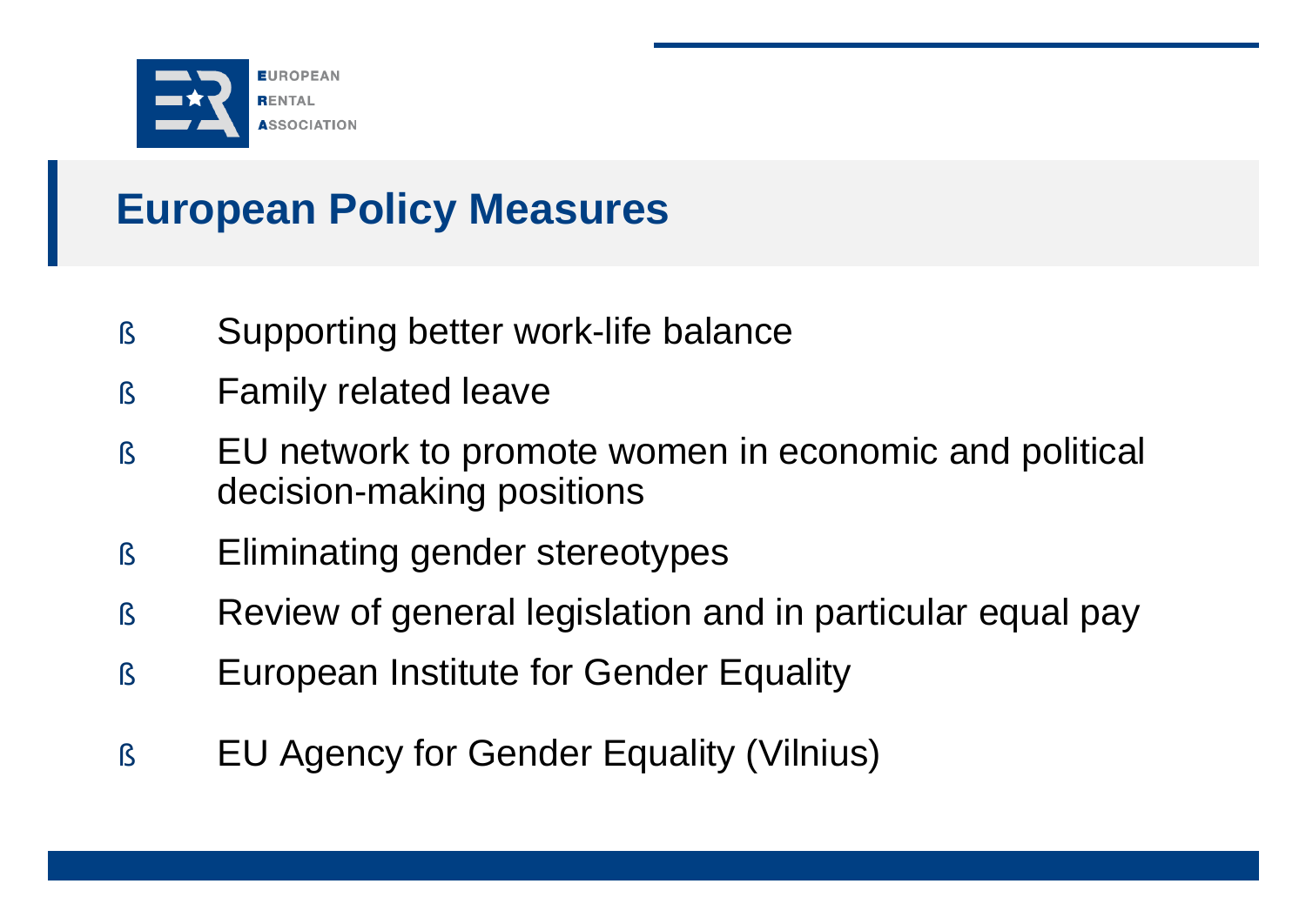## European Policy Measures

- Supporting better work-life balance
- Family related leave
- EU network to promote women in economic and political decision-making positions
- Eliminating gender stereotypes
- Review of general legislation and in particular equal pay
- European Institute for Gender Equality
- EU Agency for Gender Equality (Vilnius)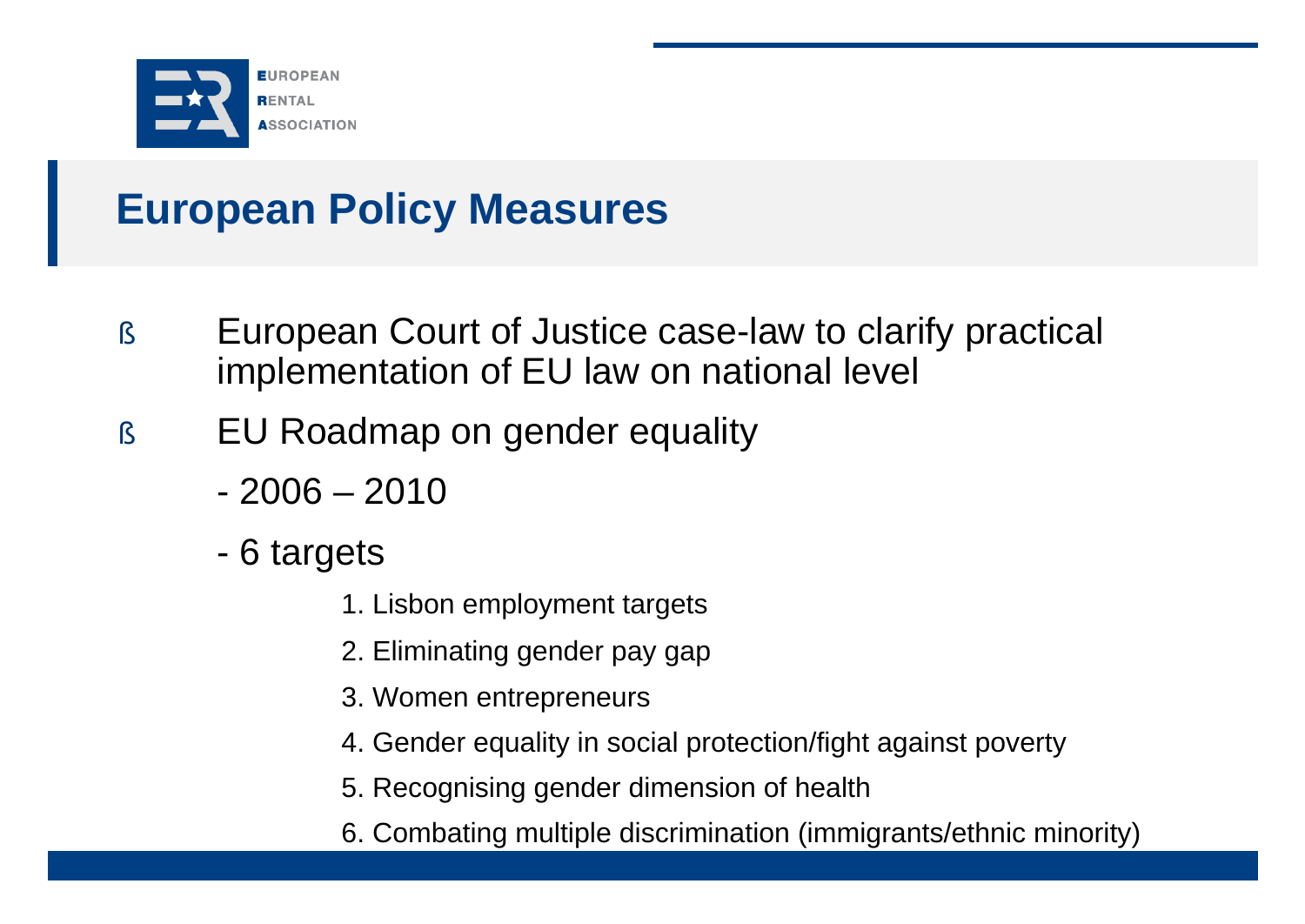## European Policy Measures

- European Court of Justice case-law to clarify practical implementation of EU law on national level
- EU Roadmap on gender equality
  - 2006 – 2010
  - 6 targets
    1. Lisbon employment targets
    2. Eliminating gender pay gap
    3. Women entrepreneurs
    4. Gender equality in social protection/fight against poverty
    5. Recognising gender dimension of health
    6. Combating multiple discrimination (immigrants/ethnic minority)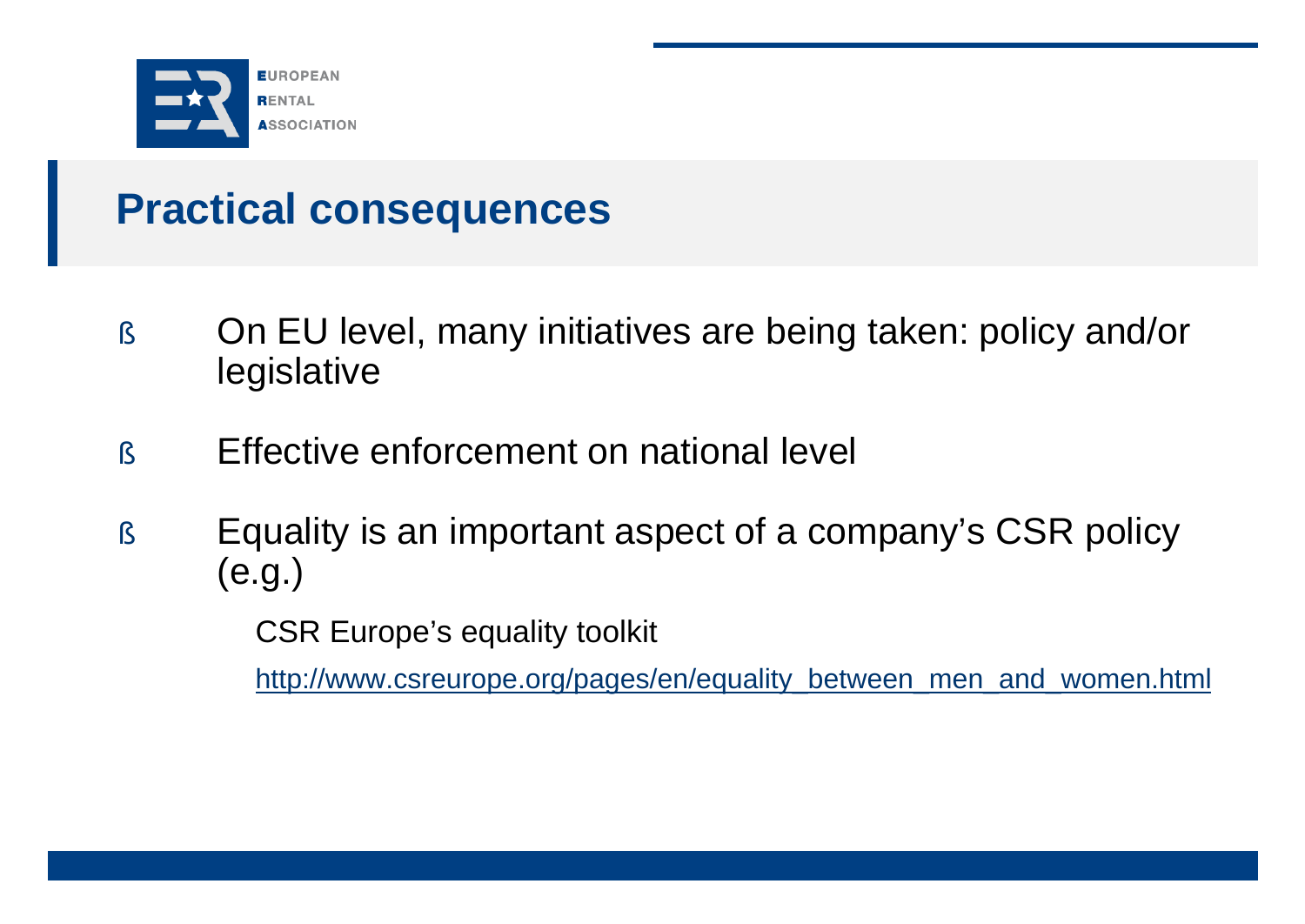## Practical consequences

- On EU level, many initiatives are being taken: policy and/or legislative
- Effective enforcement on national level
- Equality is an important aspect of a company's CSR policy (e.g.)

  CSR Europe's equality toolkit

  http://www.csreurope.org/pages/en/equality_between_men_and_women.html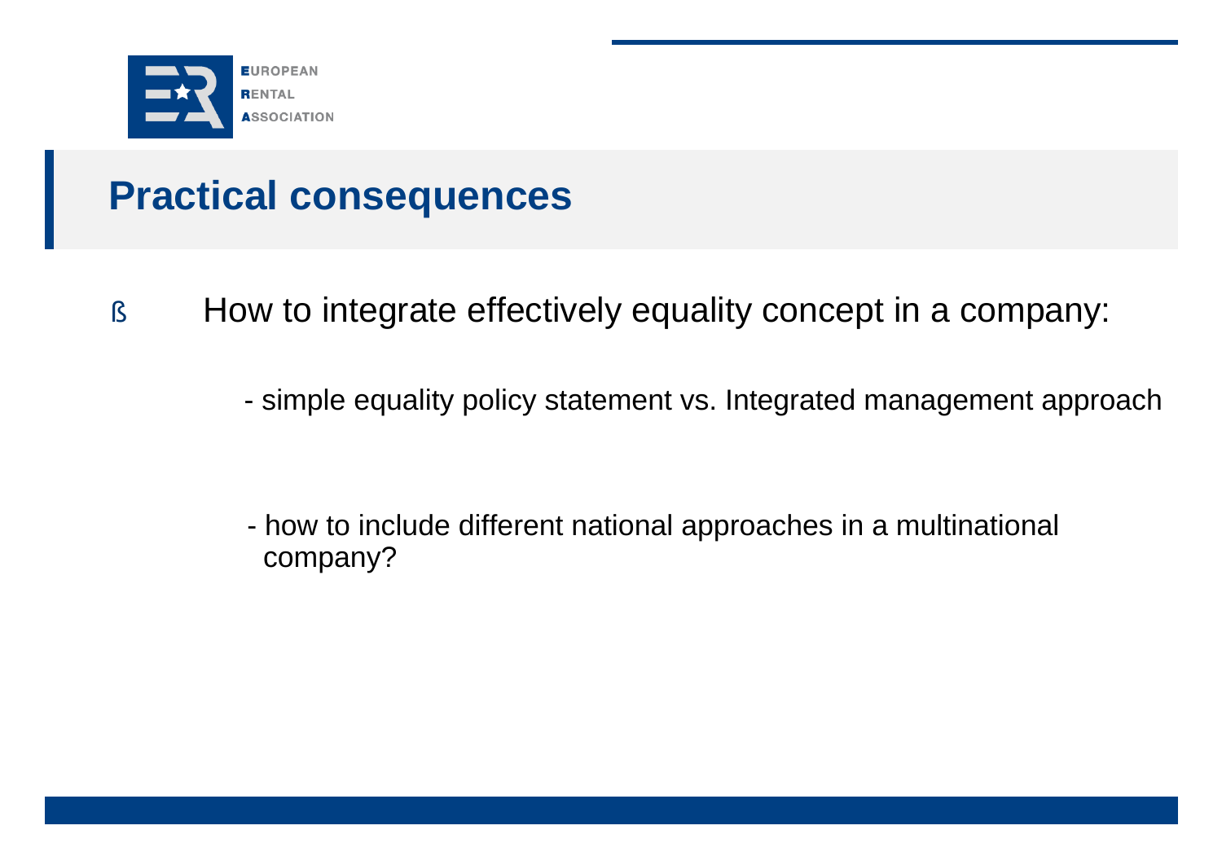# Practical consequences

- How to integrate effectively equality concept in a company:

  - simple equality policy statement vs. Integrated management approach

  - how to include different national approaches in a multinational company?